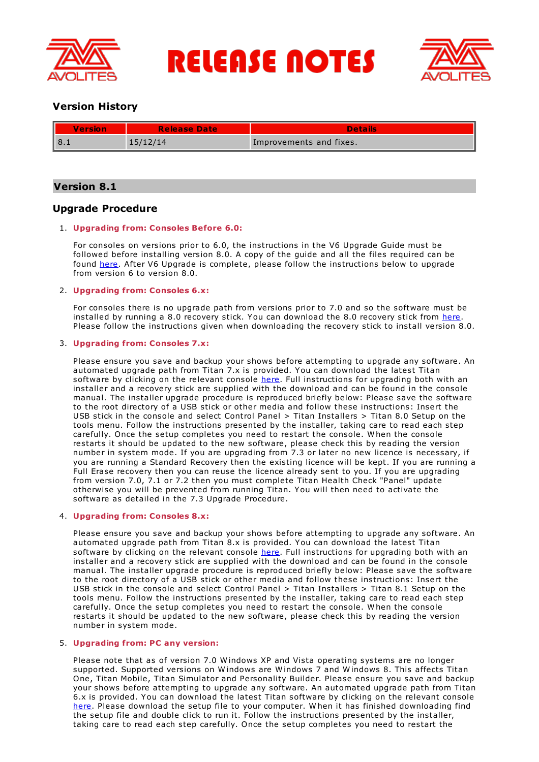# RELEASE NOTES

## Version History

| Version | Release Date | Details |
|---|---|---|
| 8.1 | 15/12/14 | Improvements and fixes. |

## Version 8.1

### Upgrade Procedure

1. **Upgrading from: Consoles Before 6.0:**

   For consoles on versions prior to 6.0, the instructions in the V6 Upgrade Guide must be followed before installing version 8.0. A copy of the guide and all the files required can be found here. After V6 Upgrade is complete, please follow the instructions below to upgrade from version 6 to version 8.0.

2. **Upgrading from: Consoles 6.x:**

   For consoles there is no upgrade path from versions prior to 7.0 and so the software must be installed by running a 8.0 recovery stick. You can download the 8.0 recovery stick from here. Please follow the instructions given when downloading the recovery stick to install version 8.0.

3. **Upgrading from: Consoles 7.x:**

   Please ensure you save and backup your shows before attempting to upgrade any software. An automated upgrade path from Titan 7.x is provided. You can download the latest Titan software by clicking on the relevant console here. Full instructions for upgrading both with an installer and a recovery stick are supplied with the download and can be found in the console manual. The installer upgrade procedure is reproduced briefly below: Please save the software to the root directory of a USB stick or other media and follow these instructions: Insert the USB stick in the console and select Control Panel > Titan Installers > Titan 8.0 Setup on the tools menu. Follow the instructions presented by the installer, taking care to read each step carefully. Once the setup completes you need to restart the console. When the console restarts it should be updated to the new software, please check this by reading the version number in system mode. If you are upgrading from 7.3 or later no new licence is necessary, if you are running a Standard Recovery then the existing licence will be kept. If you are running a Full Erase recovery then you can reuse the licence already sent to you. If you are upgrading from version 7.0, 7.1 or 7.2 then you must complete Titan Health Check "Panel" update otherwise you will be prevented from running Titan. You will then need to activate the software as detailed in the 7.3 Upgrade Procedure.

4. **Upgrading from: Consoles 8.x:**

   Please ensure you save and backup your shows before attempting to upgrade any software. An automated upgrade path from Titan 8.x is provided. You can download the latest Titan software by clicking on the relevant console here. Full instructions for upgrading both with an installer and a recovery stick are supplied with the download and can be found in the console manual. The installer upgrade procedure is reproduced briefly below: Please save the software to the root directory of a USB stick or other media and follow these instructions: Insert the USB stick in the console and select Control Panel > Titan Installers > Titan 8.1 Setup on the tools menu. Follow the instructions presented by the installer, taking care to read each step carefully. Once the setup completes you need to restart the console. When the console restarts it should be updated to the new software, please check this by reading the version number in system mode.

5. **Upgrading from: PC any version:**

   Please note that as of version 7.0 Windows XP and Vista operating systems are no longer supported. Supported versions on Windows are Windows 7 and Windows 8. This affects Titan One, Titan Mobile, Titan Simulator and Personality Builder. Please ensure you save and backup your shows before attempting to upgrade any software. An automated upgrade path from Titan 6.x is provided. You can download the latest Titan software by clicking on the relevant console here. Please download the setup file to your computer. When it has finished downloading find the setup file and double click to run it. Follow the instructions presented by the installer, taking care to read each step carefully. Once the setup completes you need to restart the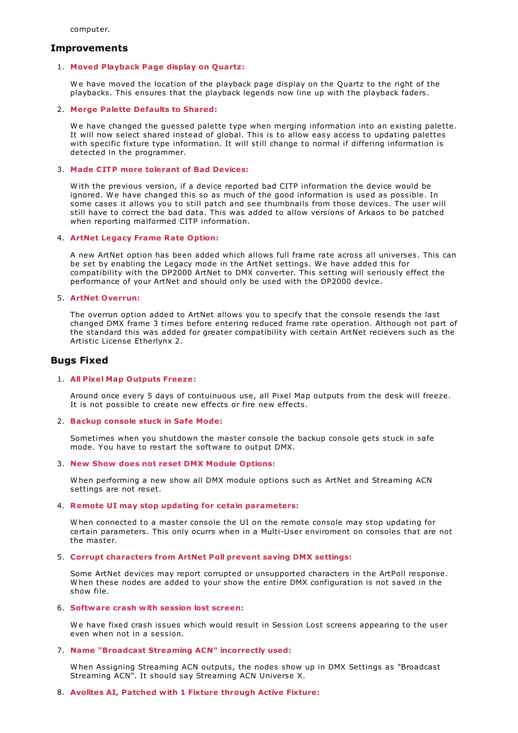computer.

## Improvements

1. **Moved Playback Page display on Quartz:**

   We have moved the location of the playback page display on the Quartz to the right of the playbacks. This ensures that the playback legends now line up with the playback faders.

2. **Merge Palette Defaults to Shared:**

   We have changed the guessed palette type when merging information into an existing palette. It will now select shared instead of global. This is to allow easy access to updating palettes with specific fixture type information. It will still change to normal if differing information is detected in the programmer.

3. **Made CITP more tolerant of Bad Devices:**

   With the previous version, if a device reported bad CITP information the device would be ignored. We have changed this so as much of the good information is used as possible. In some cases it allows you to still patch and see thumbnails from those devices. The user will still have to correct the bad data. This was added to allow versions of Arkaos to be patched when reporting malformed CITP information.

4. **ArtNet Legacy Frame Rate Option:**

   A new ArtNet option has been added which allows full frame rate across all universes. This can be set by enabling the Legacy mode in the ArtNet settings. We have added this for compatibility with the DP2000 ArtNet to DMX converter. This setting will seriously effect the performance of your ArtNet and should only be used with the DP2000 device.

5. **ArtNet Overrun:**

   The overrun option added to ArtNet allows you to specify that the console resends the last changed DMX frame 3 times before entering reduced frame rate operation. Although not part of the standard this was added for greater compatibility with certain ArtNet recievers such as the Artistic License Etherlynx 2.

## Bugs Fixed

1. **All Pixel Map Outputs Freeze:**

   Around once every 5 days of contuinuous use, all Pixel Map outputs from the desk will freeze. It is not possible to create new effects or fire new effects.

2. **Backup console stuck in Safe Mode:**

   Sometimes when you shutdown the master console the backup console gets stuck in safe mode. You have to restart the software to output DMX.

3. **New Show does not reset DMX Module Options:**

   When performing a new show all DMX module options such as ArtNet and Streaming ACN settings are not reset.

4. **Remote UI may stop updating for cetain parameters:**

   When connected to a master console the UI on the remote console may stop updating for certain parameters. This only ocurrs when in a Multi-User enviroment on consoles that are not the master.

5. **Corrupt characters from ArtNet Poll prevent saving DMX settings:**

   Some ArtNet devices may report corrupted or unsupported characters in the ArtPoll response. When these nodes are added to your show the entire DMX configuration is not saved in the show file.

6. **Software crash with session lost screen:**

   We have fixed crash issues which would result in Session Lost screens appearing to the user even when not in a session.

7. **Name "Broadcast Streaming ACN" incorrectly used:**

   When Assigning Streaming ACN outputs, the nodes show up in DMX Settings as "Broadcast Streaming ACN". It should say Streaming ACN Universe X.

8. **Avolites AI, Patched with 1 Fixture through Active Fixture:**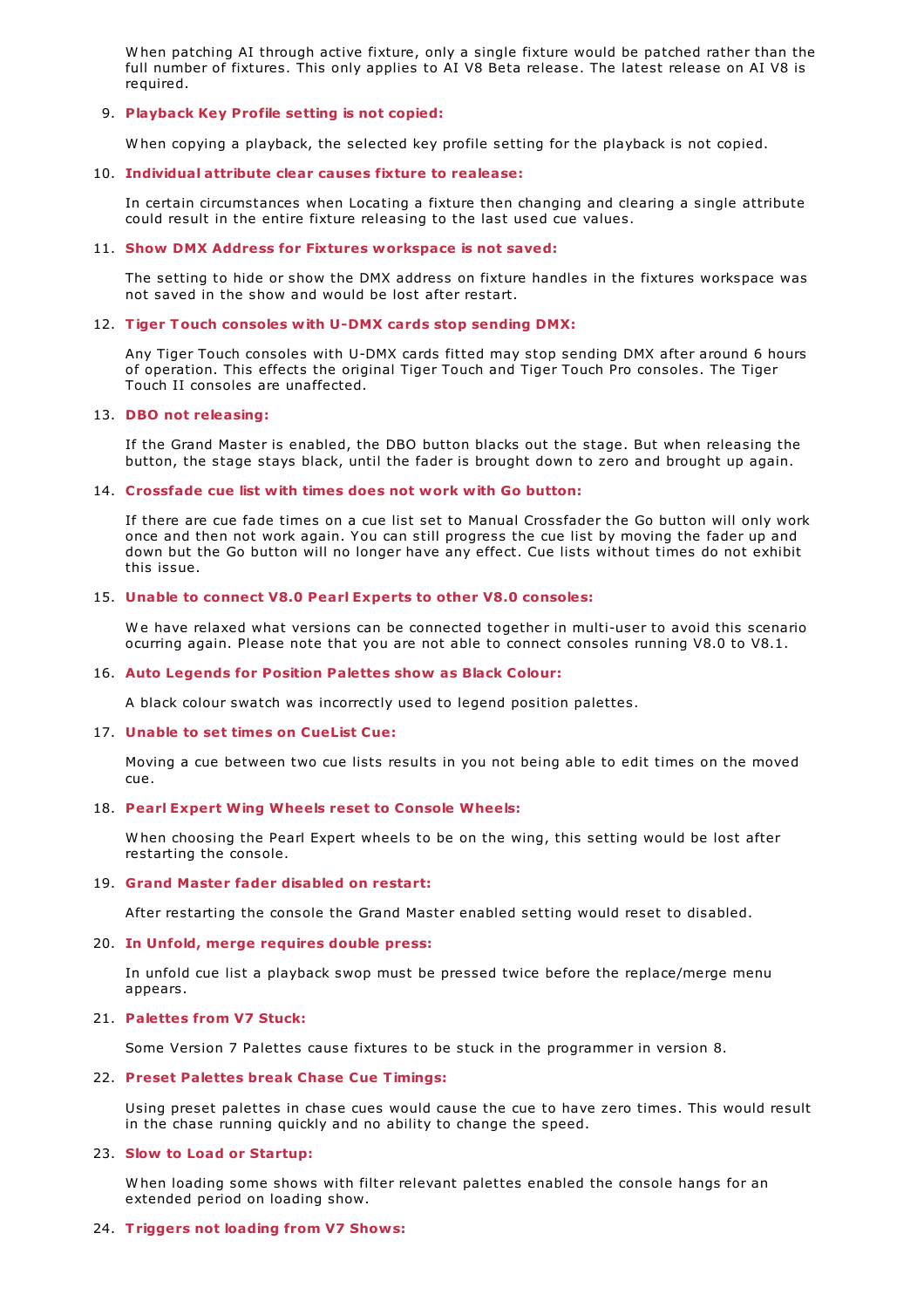When patching AI through active fixture, only a single fixture would be patched rather than the full number of fixtures. This only applies to AI V8 Beta release. The latest release on AI V8 is required.

9. **Playback Key Profile setting is not copied:**

   When copying a playback, the selected key profile setting for the playback is not copied.

10. **Individual attribute clear causes fixture to realease:**

    In certain circumstances when Locating a fixture then changing and clearing a single attribute could result in the entire fixture releasing to the last used cue values.

11. **Show DMX Address for Fixtures workspace is not saved:**

    The setting to hide or show the DMX address on fixture handles in the fixtures workspace was not saved in the show and would be lost after restart.

12. **Tiger Touch consoles with U-DMX cards stop sending DMX:**

    Any Tiger Touch consoles with U-DMX cards fitted may stop sending DMX after around 6 hours of operation. This effects the original Tiger Touch and Tiger Touch Pro consoles. The Tiger Touch II consoles are unaffected.

13. **DBO not releasing:**

    If the Grand Master is enabled, the DBO button blacks out the stage. But when releasing the button, the stage stays black, until the fader is brought down to zero and brought up again.

14. **Crossfade cue list with times does not work with Go button:**

    If there are cue fade times on a cue list set to Manual Crossfader the Go button will only work once and then not work again. You can still progress the cue list by moving the fader up and down but the Go button will no longer have any effect. Cue lists without times do not exhibit this issue.

15. **Unable to connect V8.0 Pearl Experts to other V8.0 consoles:**

    We have relaxed what versions can be connected together in multi-user to avoid this scenario ocurring again. Please note that you are not able to connect consoles running V8.0 to V8.1.

16. **Auto Legends for Position Palettes show as Black Colour:**

    A black colour swatch was incorrectly used to legend position palettes.

17. **Unable to set times on CueList Cue:**

    Moving a cue between two cue lists results in you not being able to edit times on the moved cue.

18. **Pearl Expert Wing Wheels reset to Console Wheels:**

    When choosing the Pearl Expert wheels to be on the wing, this setting would be lost after restarting the console.

19. **Grand Master fader disabled on restart:**

    After restarting the console the Grand Master enabled setting would reset to disabled.

20. **In Unfold, merge requires double press:**

    In unfold cue list a playback swop must be pressed twice before the replace/merge menu appears.

21. **Palettes from V7 Stuck:**

    Some Version 7 Palettes cause fixtures to be stuck in the programmer in version 8.

22. **Preset Palettes break Chase Cue Timings:**

    Using preset palettes in chase cues would cause the cue to have zero times. This would result in the chase running quickly and no ability to change the speed.

23. **Slow to Load or Startup:**

    When loading some shows with filter relevant palettes enabled the console hangs for an extended period on loading show.

24. **Triggers not loading from V7 Shows:**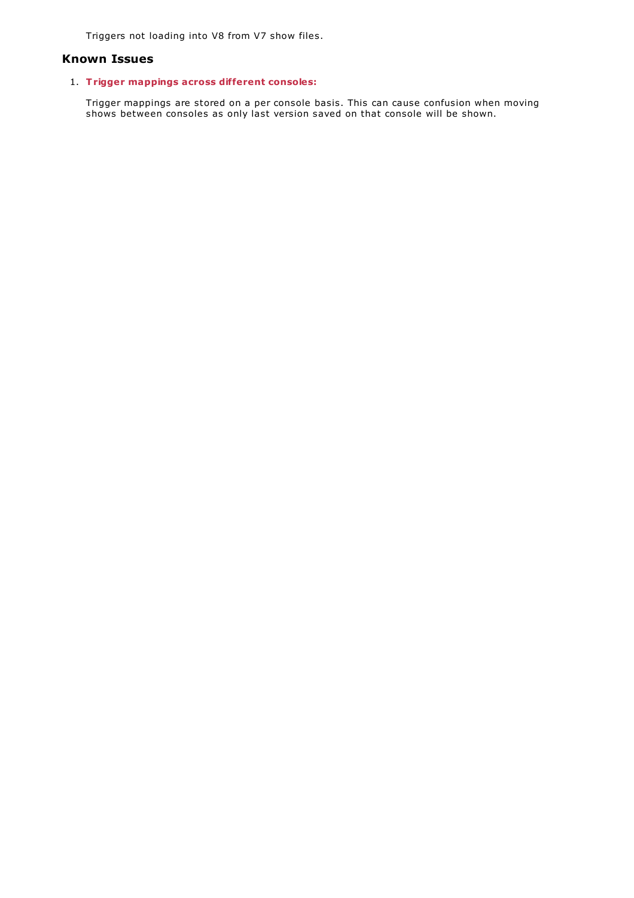Triggers not loading into V8 from V7 show files.

## Known Issues

1. **Trigger mappings across different consoles:**

   Trigger mappings are stored on a per console basis. This can cause confusion when moving shows between consoles as only last version saved on that console will be shown.